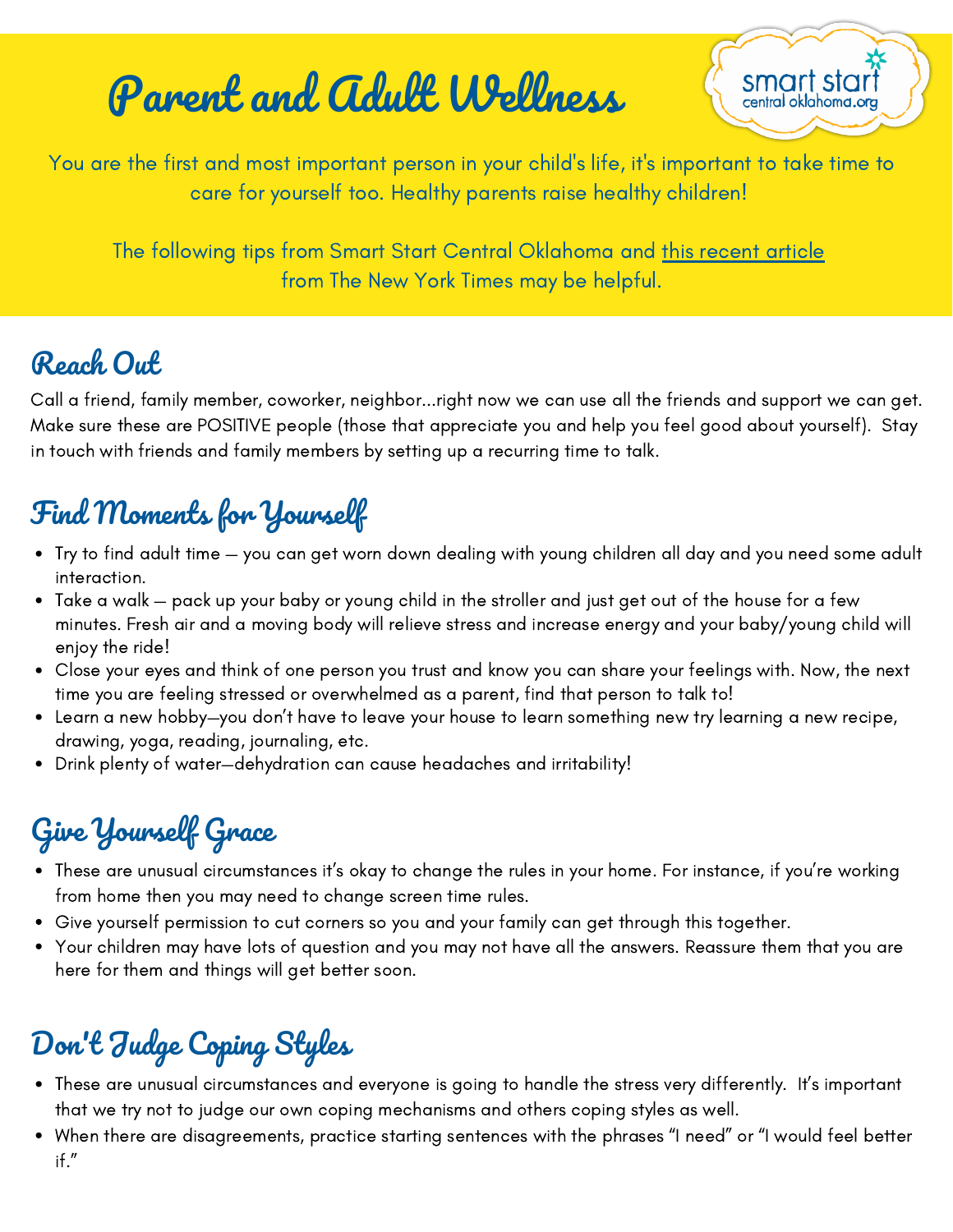# Parent and Adult Wellness

smart start
central oklahoma.org

You are the first and most important person in your child's life, it's important to take time to care for yourself too. Healthy parents raise healthy children!

The following tips from Smart Start Central Oklahoma and this recent article from The New York Times may be helpful.

## Reach Out

Call a friend, family member, coworker, neighbor...right now we can use all the friends and support we can get. Make sure these are POSITIVE people (those that appreciate you and help you feel good about yourself). Stay in touch with friends and family members by setting up a recurring time to talk.

## Find Moments for Yourself

- Try to find adult time — you can get worn down dealing with young children all day and you need some adult interaction.
- Take a walk — pack up your baby or young child in the stroller and just get out of the house for a few minutes. Fresh air and a moving body will relieve stress and increase energy and your baby/young child will enjoy the ride!
- Close your eyes and think of one person you trust and know you can share your feelings with. Now, the next time you are feeling stressed or overwhelmed as a parent, find that person to talk to!
- Learn a new hobby—you don't have to leave your house to learn something new try learning a new recipe, drawing, yoga, reading, journaling, etc.
- Drink plenty of water—dehydration can cause headaches and irritability!

## Give Yourself Grace

- These are unusual circumstances it's okay to change the rules in your home. For instance, if you're working from home then you may need to change screen time rules.
- Give yourself permission to cut corners so you and your family can get through this together.
- Your children may have lots of question and you may not have all the answers. Reassure them that you are here for them and things will get better soon.

## Don't Judge Coping Styles

- These are unusual circumstances and everyone is going to handle the stress very differently. It's important that we try not to judge our own coping mechanisms and others coping styles as well.
- When there are disagreements, practice starting sentences with the phrases "I need" or "I would feel better if."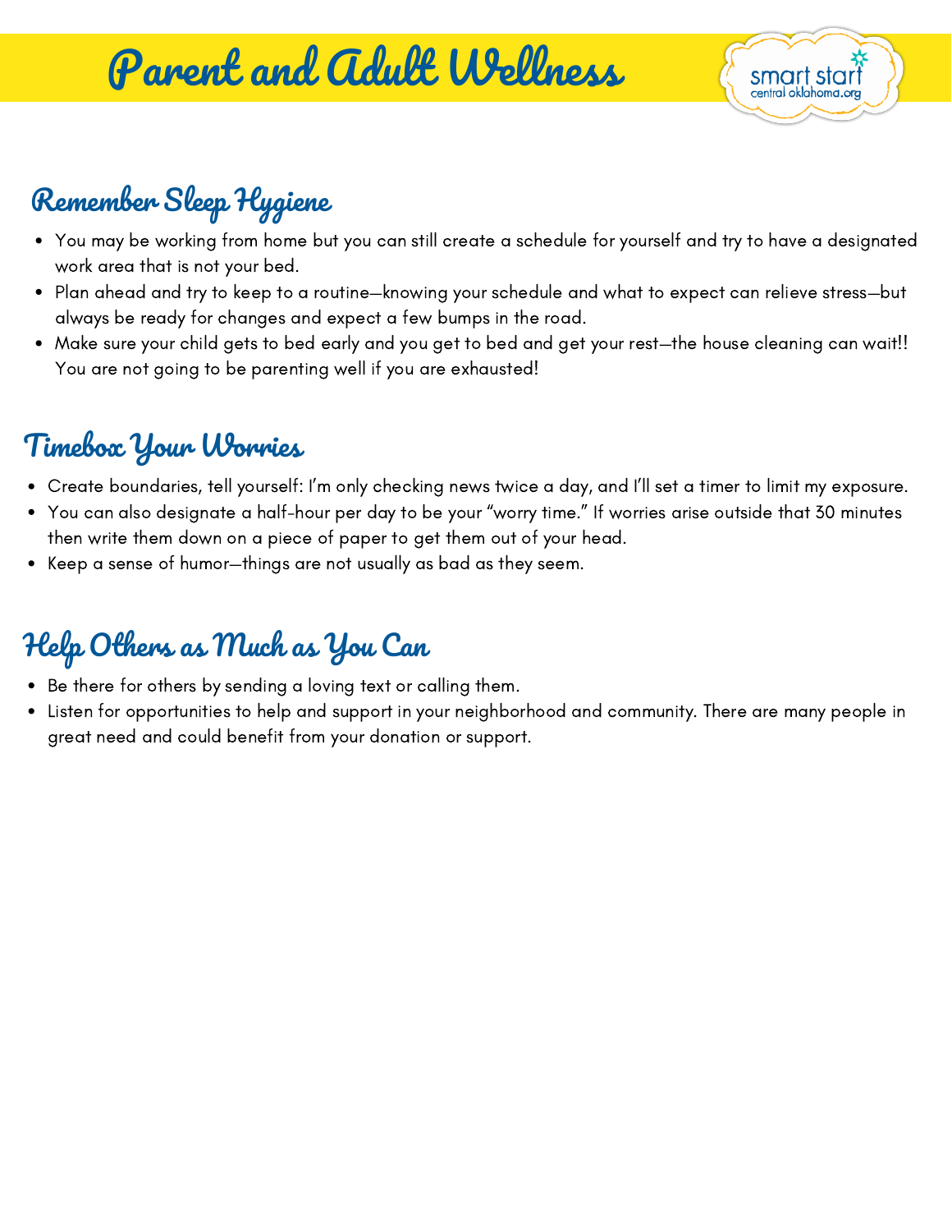# Parent and Adult Wellness

smart start
central oklahoma.org

## Remember Sleep Hygiene

- You may be working from home but you can still create a schedule for yourself and try to have a designated work area that is not your bed.
- Plan ahead and try to keep to a routine—knowing your schedule and what to expect can relieve stress—but always be ready for changes and expect a few bumps in the road.
- Make sure your child gets to bed early and you get to bed and get your rest—the house cleaning can wait!! You are not going to be parenting well if you are exhausted!

## Timebox Your Worries

- Create boundaries, tell yourself: I'm only checking news twice a day, and I'll set a timer to limit my exposure.
- You can also designate a half-hour per day to be your "worry time." If worries arise outside that 30 minutes then write them down on a piece of paper to get them out of your head.
- Keep a sense of humor—things are not usually as bad as they seem.

## Help Others as Much as You Can

- Be there for others by sending a loving text or calling them.
- Listen for opportunities to help and support in your neighborhood and community. There are many people in great need and could benefit from your donation or support.